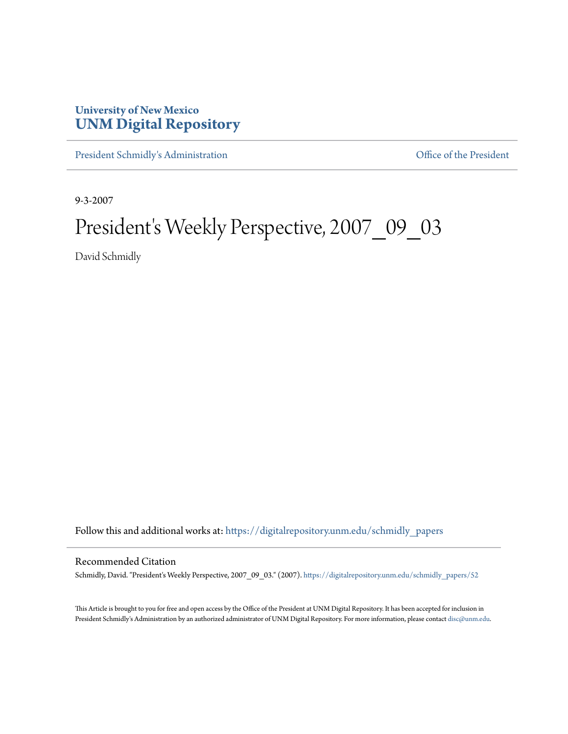# University of New Mexico
# UNM Digital Repository

President Schmidly's Administration | Office of the President

9-3-2007

# President's Weekly Perspective, 2007_09_03

David Schmidly

Follow this and additional works at: https://digitalrepository.unm.edu/schmidly_papers

## Recommended Citation

Schmidly, David. "President's Weekly Perspective, 2007_09_03." (2007). https://digitalrepository.unm.edu/schmidly_papers/52

This Article is brought to you for free and open access by the Office of the President at UNM Digital Repository. It has been accepted for inclusion in President Schmidly's Administration by an authorized administrator of UNM Digital Repository. For more information, please contact disc@unm.edu.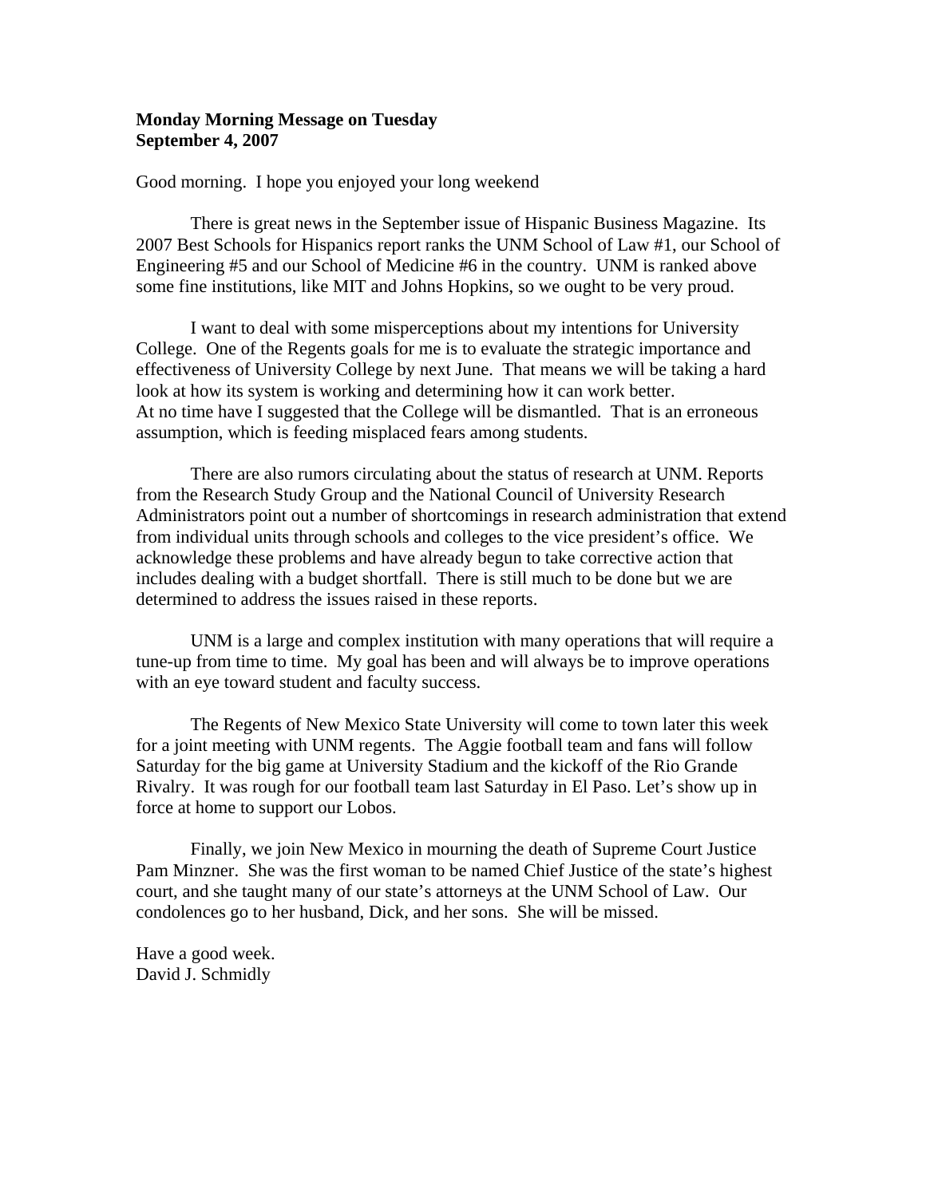**Monday Morning Message on Tuesday**
**September 4, 2007**

Good morning. I hope you enjoyed your long weekend

There is great news in the September issue of Hispanic Business Magazine. Its 2007 Best Schools for Hispanics report ranks the UNM School of Law #1, our School of Engineering #5 and our School of Medicine #6 in the country. UNM is ranked above some fine institutions, like MIT and Johns Hopkins, so we ought to be very proud.

I want to deal with some misperceptions about my intentions for University College. One of the Regents goals for me is to evaluate the strategic importance and effectiveness of University College by next June. That means we will be taking a hard look at how its system is working and determining how it can work better. At no time have I suggested that the College will be dismantled. That is an erroneous assumption, which is feeding misplaced fears among students.

There are also rumors circulating about the status of research at UNM. Reports from the Research Study Group and the National Council of University Research Administrators point out a number of shortcomings in research administration that extend from individual units through schools and colleges to the vice president's office. We acknowledge these problems and have already begun to take corrective action that includes dealing with a budget shortfall. There is still much to be done but we are determined to address the issues raised in these reports.

UNM is a large and complex institution with many operations that will require a tune-up from time to time. My goal has been and will always be to improve operations with an eye toward student and faculty success.

The Regents of New Mexico State University will come to town later this week for a joint meeting with UNM regents. The Aggie football team and fans will follow Saturday for the big game at University Stadium and the kickoff of the Rio Grande Rivalry. It was rough for our football team last Saturday in El Paso. Let's show up in force at home to support our Lobos.

Finally, we join New Mexico in mourning the death of Supreme Court Justice Pam Minzner. She was the first woman to be named Chief Justice of the state's highest court, and she taught many of our state's attorneys at the UNM School of Law. Our condolences go to her husband, Dick, and her sons. She will be missed.

Have a good week.
David J. Schmidly